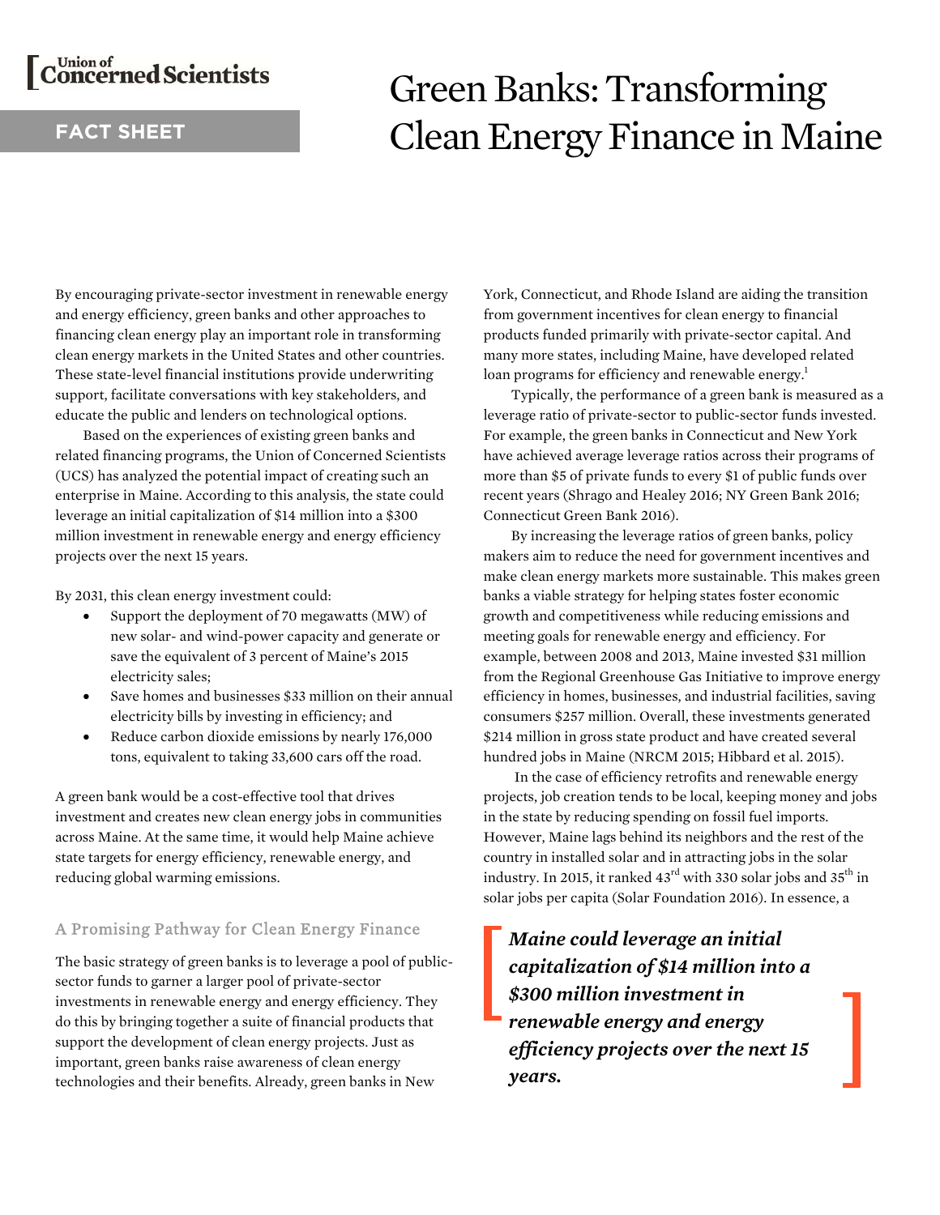Union of Concerned Scientists

FACT SHEET

# Green Banks: Transforming Clean Energy Finance in Maine

By encouraging private-sector investment in renewable energy and energy efficiency, green banks and other approaches to financing clean energy play an important role in transforming clean energy markets in the United States and other countries. These state-level financial institutions provide underwriting support, facilitate conversations with key stakeholders, and educate the public and lenders on technological options.

Based on the experiences of existing green banks and related financing programs, the Union of Concerned Scientists (UCS) has analyzed the potential impact of creating such an enterprise in Maine. According to this analysis, the state could leverage an initial capitalization of $14 million into a $300 million investment in renewable energy and energy efficiency projects over the next 15 years.

By 2031, this clean energy investment could:

- Support the deployment of 70 megawatts (MW) of new solar- and wind-power capacity and generate or save the equivalent of 3 percent of Maine's 2015 electricity sales;
- Save homes and businesses $33 million on their annual electricity bills by investing in efficiency; and
- Reduce carbon dioxide emissions by nearly 176,000 tons, equivalent to taking 33,600 cars off the road.

A green bank would be a cost-effective tool that drives investment and creates new clean energy jobs in communities across Maine. At the same time, it would help Maine achieve state targets for energy efficiency, renewable energy, and reducing global warming emissions.

## A Promising Pathway for Clean Energy Finance

The basic strategy of green banks is to leverage a pool of public-sector funds to garner a larger pool of private-sector investments in renewable energy and energy efficiency. They do this by bringing together a suite of financial products that support the development of clean energy projects. Just as important, green banks raise awareness of clean energy technologies and their benefits. Already, green banks in New York, Connecticut, and Rhode Island are aiding the transition from government incentives for clean energy to financial products funded primarily with private-sector capital. And many more states, including Maine, have developed related loan programs for efficiency and renewable energy.[1]

Typically, the performance of a green bank is measured as a leverage ratio of private-sector to public-sector funds invested. For example, the green banks in Connecticut and New York have achieved average leverage ratios across their programs of more than $5 of private funds to every $1 of public funds over recent years (Shrago and Healey 2016; NY Green Bank 2016; Connecticut Green Bank 2016).

By increasing the leverage ratios of green banks, policy makers aim to reduce the need for government incentives and make clean energy markets more sustainable. This makes green banks a viable strategy for helping states foster economic growth and competitiveness while reducing emissions and meeting goals for renewable energy and efficiency. For example, between 2008 and 2013, Maine invested $31 million from the Regional Greenhouse Gas Initiative to improve energy efficiency in homes, businesses, and industrial facilities, saving consumers $257 million. Overall, these investments generated $214 million in gross state product and have created several hundred jobs in Maine (NRCM 2015; Hibbard et al. 2015).

In the case of efficiency retrofits and renewable energy projects, job creation tends to be local, keeping money and jobs in the state by reducing spending on fossil fuel imports. However, Maine lags behind its neighbors and the rest of the country in installed solar and in attracting jobs in the solar industry. In 2015, it ranked 43rd with 330 solar jobs and 35th in solar jobs per capita (Solar Foundation 2016). In essence, a

> ***Maine could leverage an initial capitalization of $14 million into a $300 million investment in renewable energy and energy efficiency projects over the next 15 years.***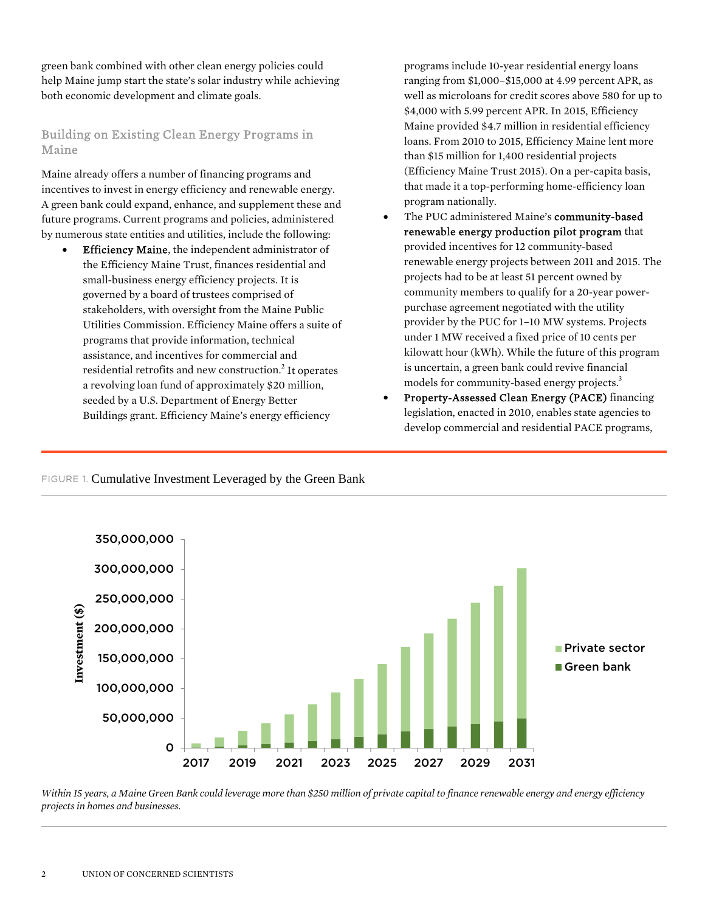green bank combined with other clean energy policies could help Maine jump start the state's solar industry while achieving both economic development and climate goals.

## Building on Existing Clean Energy Programs in Maine

Maine already offers a number of financing programs and incentives to invest in energy efficiency and renewable energy. A green bank could expand, enhance, and supplement these and future programs. Current programs and policies, administered by numerous state entities and utilities, include the following:

- **Efficiency Maine**, the independent administrator of the Efficiency Maine Trust, finances residential and small-business energy efficiency projects. It is governed by a board of trustees comprised of stakeholders, with oversight from the Maine Public Utilities Commission. Efficiency Maine offers a suite of programs that provide information, technical assistance, and incentives for commercial and residential retrofits and new construction.[2] It operates a revolving loan fund of approximately $20 million, seeded by a U.S. Department of Energy Better Buildings grant. Efficiency Maine's energy efficiency programs include 10-year residential energy loans ranging from $1,000–$15,000 at 4.99 percent APR, as well as microloans for credit scores above 580 for up to $4,000 with 5.99 percent APR. In 2015, Efficiency Maine provided $4.7 million in residential efficiency loans. From 2010 to 2015, Efficiency Maine lent more than $15 million for 1,400 residential projects (Efficiency Maine Trust 2015). On a per-capita basis, that made it a top-performing home-efficiency loan program nationally.
- The PUC administered Maine's **community-based renewable energy production pilot program** that provided incentives for 12 community-based renewable energy projects between 2011 and 2015. The projects had to be at least 51 percent owned by community members to qualify for a 20-year power-purchase agreement negotiated with the utility provider by the PUC for 1–10 MW systems. Projects under 1 MW received a fixed price of 10 cents per kilowatt hour (kWh). While the future of this program is uncertain, a green bank could revive financial models for community-based energy projects.[3]
- **Property-Assessed Clean Energy (PACE)** financing legislation, enacted in 2010, enables state agencies to develop commercial and residential PACE programs,

FIGURE 1. Cumulative Investment Leveraged by the Green Bank

*Within 15 years, a Maine Green Bank could leverage more than $250 million of private capital to finance renewable energy and energy efficiency projects in homes and businesses.*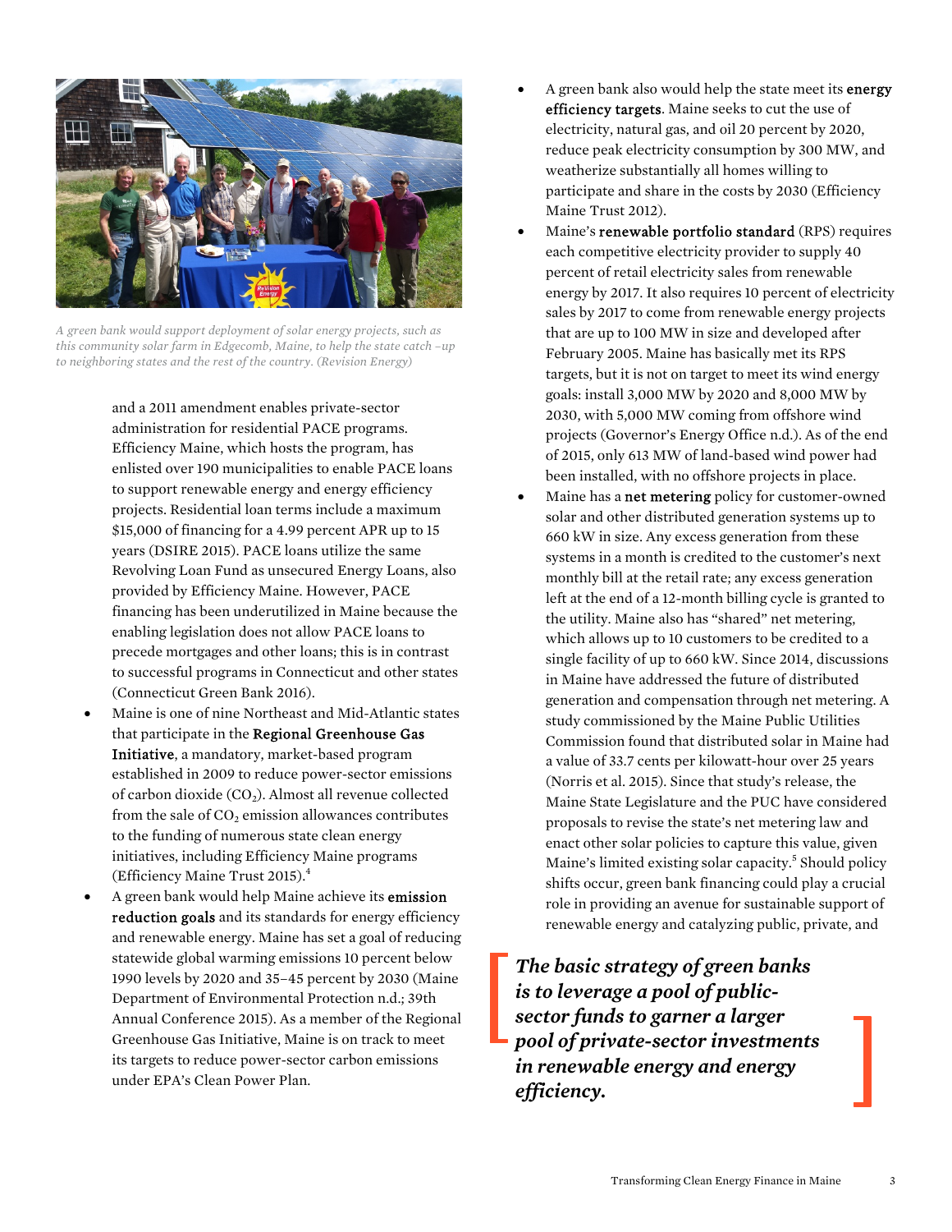*A green bank would support deployment of solar energy projects, such as this community solar farm in Edgecomb, Maine, to help the state catch –up to neighboring states and the rest of the country. (Revision Energy)*

and a 2011 amendment enables private-sector administration for residential PACE programs. Efficiency Maine, which hosts the program, has enlisted over 190 municipalities to enable PACE loans to support renewable energy and energy efficiency projects. Residential loan terms include a maximum $15,000 of financing for a 4.99 percent APR up to 15 years (DSIRE 2015). PACE loans utilize the same Revolving Loan Fund as unsecured Energy Loans, also provided by Efficiency Maine. However, PACE financing has been underutilized in Maine because the enabling legislation does not allow PACE loans to precede mortgages and other loans; this is in contrast to successful programs in Connecticut and other states (Connecticut Green Bank 2016).

- Maine is one of nine Northeast and Mid-Atlantic states that participate in the **Regional Greenhouse Gas Initiative**, a mandatory, market-based program established in 2009 to reduce power-sector emissions of carbon dioxide ($CO_2$). Almost all revenue collected from the sale of $CO_2$ emission allowances contributes to the funding of numerous state clean energy initiatives, including Efficiency Maine programs (Efficiency Maine Trust 2015).[4]
- A green bank would help Maine achieve its **emission reduction goals** and its standards for energy efficiency and renewable energy. Maine has set a goal of reducing statewide global warming emissions 10 percent below 1990 levels by 2020 and 35–45 percent by 2030 (Maine Department of Environmental Protection n.d.; 39th Annual Conference 2015). As a member of the Regional Greenhouse Gas Initiative, Maine is on track to meet its targets to reduce power-sector carbon emissions under EPA's Clean Power Plan.
- A green bank also would help the state meet its **energy efficiency targets**. Maine seeks to cut the use of electricity, natural gas, and oil 20 percent by 2020, reduce peak electricity consumption by 300 MW, and weatherize substantially all homes willing to participate and share in the costs by 2030 (Efficiency Maine Trust 2012).
- Maine's **renewable portfolio standard** (RPS) requires each competitive electricity provider to supply 40 percent of retail electricity sales from renewable energy by 2017. It also requires 10 percent of electricity sales by 2017 to come from renewable energy projects that are up to 100 MW in size and developed after February 2005. Maine has basically met its RPS targets, but it is not on target to meet its wind energy goals: install 3,000 MW by 2020 and 8,000 MW by 2030, with 5,000 MW coming from offshore wind projects (Governor's Energy Office n.d.). As of the end of 2015, only 613 MW of land-based wind power had been installed, with no offshore projects in place.
- Maine has a **net metering** policy for customer-owned solar and other distributed generation systems up to 660 kW in size. Any excess generation from these systems in a month is credited to the customer's next monthly bill at the retail rate; any excess generation left at the end of a 12-month billing cycle is granted to the utility. Maine also has "shared" net metering, which allows up to 10 customers to be credited to a single facility of up to 660 kW. Since 2014, discussions in Maine have addressed the future of distributed generation and compensation through net metering. A study commissioned by the Maine Public Utilities Commission found that distributed solar in Maine had a value of 33.7 cents per kilowatt-hour over 25 years (Norris et al. 2015). Since that study's release, the Maine State Legislature and the PUC have considered proposals to revise the state's net metering law and enact other solar policies to capture this value, given Maine's limited existing solar capacity.[5] Should policy shifts occur, green bank financing could play a crucial role in providing an avenue for sustainable support of renewable energy and catalyzing public, private, and

> ***The basic strategy of green banks is to leverage a pool of public-sector funds to garner a larger pool of private-sector investments in renewable energy and energy efficiency.***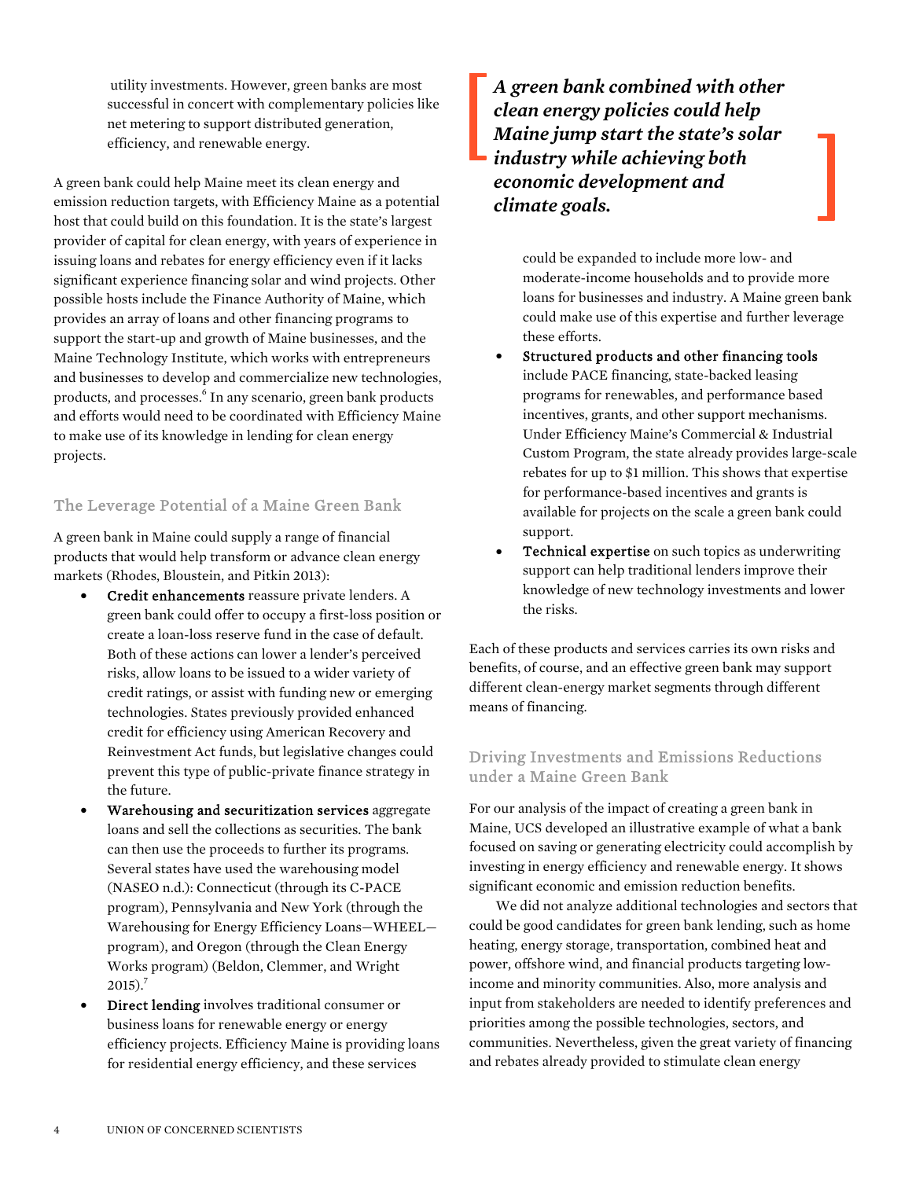utility investments. However, green banks are most successful in concert with complementary policies like net metering to support distributed generation, efficiency, and renewable energy.

A green bank could help Maine meet its clean energy and emission reduction targets, with Efficiency Maine as a potential host that could build on this foundation. It is the state's largest provider of capital for clean energy, with years of experience in issuing loans and rebates for energy efficiency even if it lacks significant experience financing solar and wind projects. Other possible hosts include the Finance Authority of Maine, which provides an array of loans and other financing programs to support the start-up and growth of Maine businesses, and the Maine Technology Institute, which works with entrepreneurs and businesses to develop and commercialize new technologies, products, and processes.[6] In any scenario, green bank products and efforts would need to be coordinated with Efficiency Maine to make use of its knowledge in lending for clean energy projects.

## The Leverage Potential of a Maine Green Bank

A green bank in Maine could supply a range of financial products that would help transform or advance clean energy markets (Rhodes, Bloustein, and Pitkin 2013):

- **Credit enhancements** reassure private lenders. A green bank could offer to occupy a first-loss position or create a loan-loss reserve fund in the case of default. Both of these actions can lower a lender's perceived risks, allow loans to be issued to a wider variety of credit ratings, or assist with funding new or emerging technologies. States previously provided enhanced credit for efficiency using American Recovery and Reinvestment Act funds, but legislative changes could prevent this type of public-private finance strategy in the future.
- **Warehousing and securitization services** aggregate loans and sell the collections as securities. The bank can then use the proceeds to further its programs. Several states have used the warehousing model (NASEO n.d.): Connecticut (through its C-PACE program), Pennsylvania and New York (through the Warehousing for Energy Efficiency Loans—WHEEL—program), and Oregon (through the Clean Energy Works program) (Beldon, Clemmer, and Wright 2015).[7]
- **Direct lending** involves traditional consumer or business loans for renewable energy or energy efficiency projects. Efficiency Maine is providing loans for residential energy efficiency, and these services could be expanded to include more low- and moderate-income households and to provide more loans for businesses and industry. A Maine green bank could make use of this expertise and further leverage these efforts.
- **Structured products and other financing tools** include PACE financing, state-backed leasing programs for renewables, and performance based incentives, grants, and other support mechanisms. Under Efficiency Maine's Commercial & Industrial Custom Program, the state already provides large-scale rebates for up to $1 million. This shows that expertise for performance-based incentives and grants is available for projects on the scale a green bank could support.
- **Technical expertise** on such topics as underwriting support can help traditional lenders improve their knowledge of new technology investments and lower the risks.

> ***A green bank combined with other clean energy policies could help Maine jump start the state's solar industry while achieving both economic development and climate goals.***

Each of these products and services carries its own risks and benefits, of course, and an effective green bank may support different clean-energy market segments through different means of financing.

## Driving Investments and Emissions Reductions under a Maine Green Bank

For our analysis of the impact of creating a green bank in Maine, UCS developed an illustrative example of what a bank focused on saving or generating electricity could accomplish by investing in energy efficiency and renewable energy. It shows significant economic and emission reduction benefits.

We did not analyze additional technologies and sectors that could be good candidates for green bank lending, such as home heating, energy storage, transportation, combined heat and power, offshore wind, and financial products targeting low-income and minority communities. Also, more analysis and input from stakeholders are needed to identify preferences and priorities among the possible technologies, sectors, and communities. Nevertheless, given the great variety of financing and rebates already provided to stimulate clean energy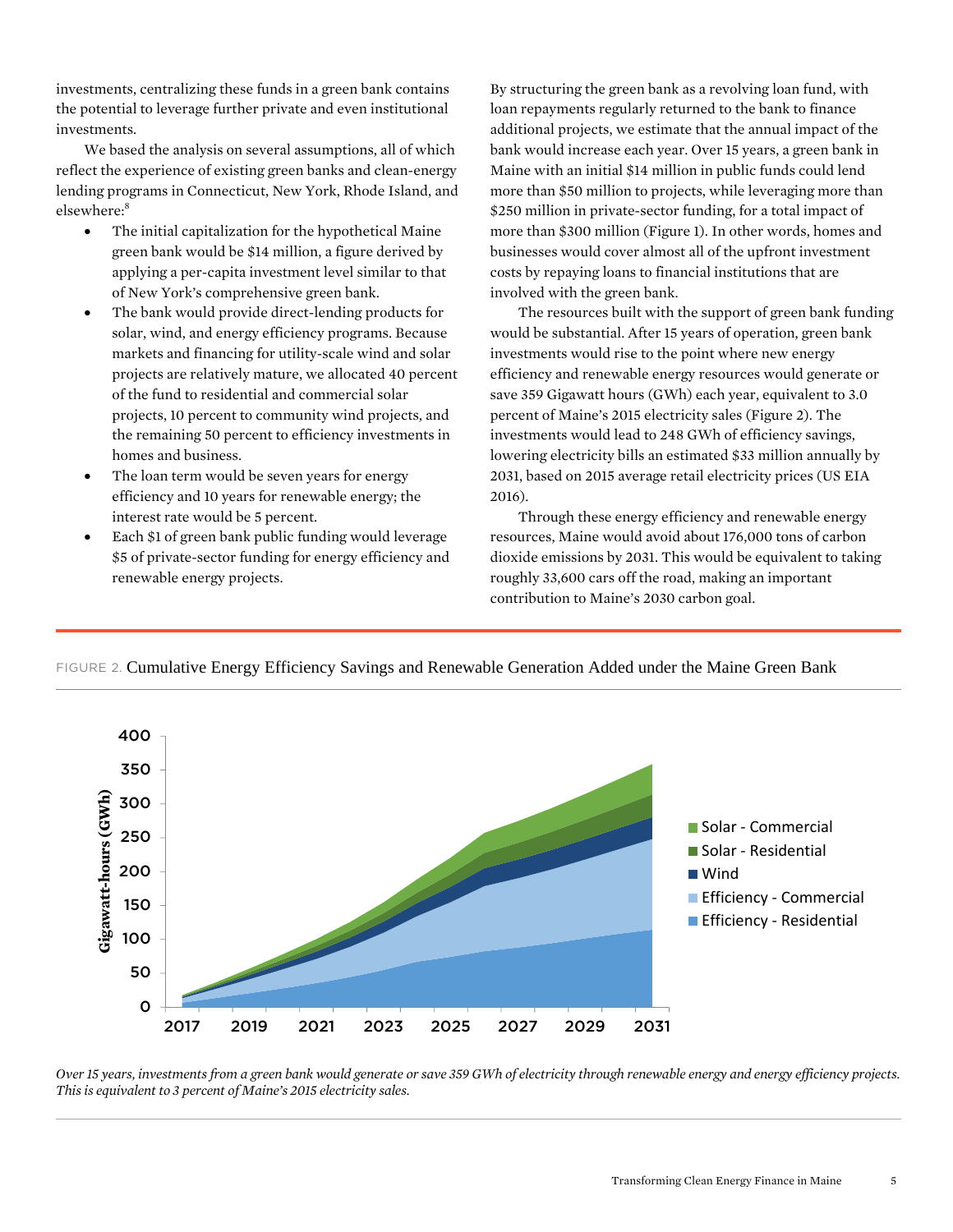investments, centralizing these funds in a green bank contains the potential to leverage further private and even institutional investments.

We based the analysis on several assumptions, all of which reflect the experience of existing green banks and clean-energy lending programs in Connecticut, New York, Rhode Island, and elsewhere:[8]

- The initial capitalization for the hypothetical Maine green bank would be $14 million, a figure derived by applying a per-capita investment level similar to that of New York's comprehensive green bank.
- The bank would provide direct-lending products for solar, wind, and energy efficiency programs. Because markets and financing for utility-scale wind and solar projects are relatively mature, we allocated 40 percent of the fund to residential and commercial solar projects, 10 percent to community wind projects, and the remaining 50 percent to efficiency investments in homes and business.
- The loan term would be seven years for energy efficiency and 10 years for renewable energy; the interest rate would be 5 percent.
- Each $1 of green bank public funding would leverage $5 of private-sector funding for energy efficiency and renewable energy projects.

By structuring the green bank as a revolving loan fund, with loan repayments regularly returned to the bank to finance additional projects, we estimate that the annual impact of the bank would increase each year. Over 15 years, a green bank in Maine with an initial $14 million in public funds could lend more than $50 million to projects, while leveraging more than $250 million in private-sector funding, for a total impact of more than $300 million (Figure 1). In other words, homes and businesses would cover almost all of the upfront investment costs by repaying loans to financial institutions that are involved with the green bank.

The resources built with the support of green bank funding would be substantial. After 15 years of operation, green bank investments would rise to the point where new energy efficiency and renewable energy resources would generate or save 359 Gigawatt hours (GWh) each year, equivalent to 3.0 percent of Maine's 2015 electricity sales (Figure 2). The investments would lead to 248 GWh of efficiency savings, lowering electricity bills an estimated $33 million annually by 2031, based on 2015 average retail electricity prices (US EIA 2016).

Through these energy efficiency and renewable energy resources, Maine would avoid about 176,000 tons of carbon dioxide emissions by 2031. This would be equivalent to taking roughly 33,600 cars off the road, making an important contribution to Maine's 2030 carbon goal.

FIGURE 2. Cumulative Energy Efficiency Savings and Renewable Generation Added under the Maine Green Bank

*Over 15 years, investments from a green bank would generate or save 359 GWh of electricity through renewable energy and energy efficiency projects. This is equivalent to 3 percent of Maine's 2015 electricity sales.*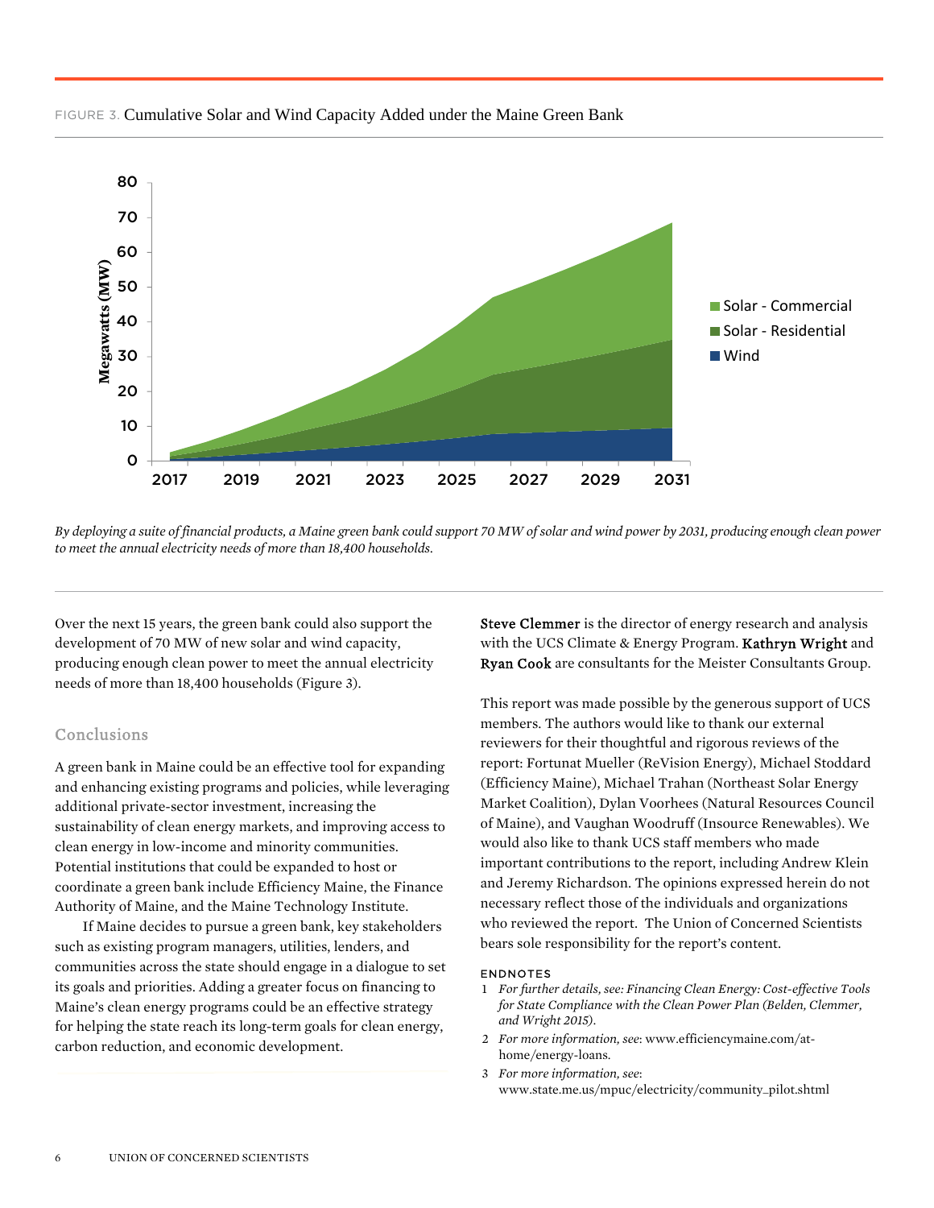FIGURE 3. Cumulative Solar and Wind Capacity Added under the Maine Green Bank

*By deploying a suite of financial products, a Maine green bank could support 70 MW of solar and wind power by 2031, producing enough clean power to meet the annual electricity needs of more than 18,400 households.*

Over the next 15 years, the green bank could also support the development of 70 MW of new solar and wind capacity, producing enough clean power to meet the annual electricity needs of more than 18,400 households (Figure 3).

## Conclusions

A green bank in Maine could be an effective tool for expanding and enhancing existing programs and policies, while leveraging additional private-sector investment, increasing the sustainability of clean energy markets, and improving access to clean energy in low-income and minority communities. Potential institutions that could be expanded to host or coordinate a green bank include Efficiency Maine, the Finance Authority of Maine, and the Maine Technology Institute.

If Maine decides to pursue a green bank, key stakeholders such as existing program managers, utilities, lenders, and communities across the state should engage in a dialogue to set its goals and priorities. Adding a greater focus on financing to Maine's clean energy programs could be an effective strategy for helping the state reach its long-term goals for clean energy, carbon reduction, and economic development.

**Steve Clemmer** is the director of energy research and analysis with the UCS Climate & Energy Program. **Kathryn Wright** and **Ryan Cook** are consultants for the Meister Consultants Group.

This report was made possible by the generous support of UCS members. The authors would like to thank our external reviewers for their thoughtful and rigorous reviews of the report: Fortunat Mueller (ReVision Energy), Michael Stoddard (Efficiency Maine), Michael Trahan (Northeast Solar Energy Market Coalition), Dylan Voorhees (Natural Resources Council of Maine), and Vaughan Woodruff (Insource Renewables). We would also like to thank UCS staff members who made important contributions to the report, including Andrew Klein and Jeremy Richardson. The opinions expressed herein do not necessary reflect those of the individuals and organizations who reviewed the report. The Union of Concerned Scientists bears sole responsibility for the report's content.

### ENDNOTES

1. *For further details, see: Financing Clean Energy: Cost-effective Tools for State Compliance with the Clean Power Plan (Belden, Clemmer, and Wright 2015).*
2. *For more information, see*: www.efficiencymaine.com/at-home/energy-loans.
3. *For more information, see*: www.state.me.us/mpuc/electricity/community_pilot.shtml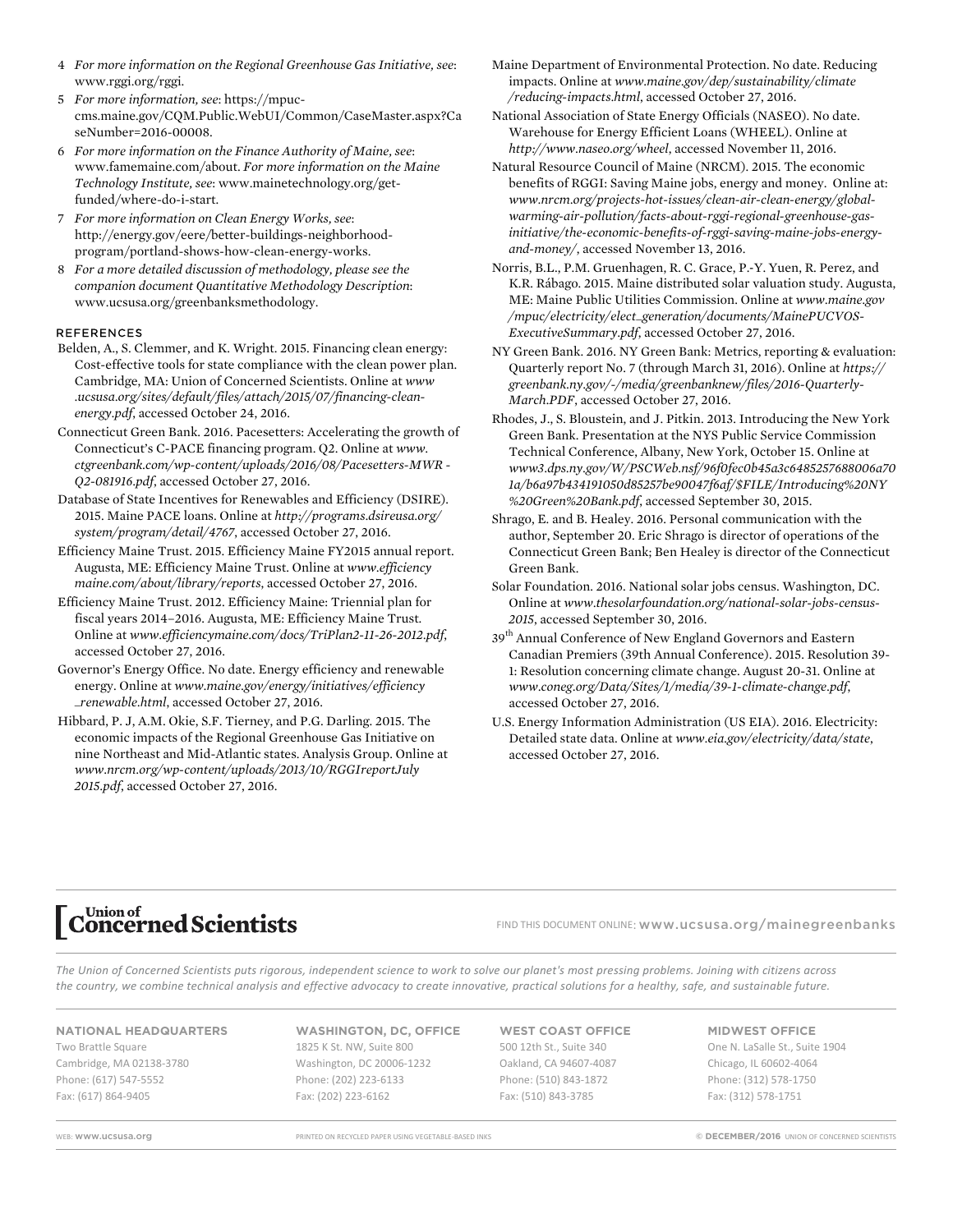4 *For more information on the Regional Greenhouse Gas Initiative, see*: www.rggi.org/rggi.

5 *For more information, see*: https://mpuc-cms.maine.gov/CQM.Public.WebUI/Common/CaseMaster.aspx?CaseNumber=2016-00008.

6 *For more information on the Finance Authority of Maine, see*: www.famemaine.com/about. *For more information on the Maine Technology Institute, see*: www.mainetechnology.org/get-funded/where-do-i-start.

7 *For more information on Clean Energy Works, see*: http://energy.gov/eere/better-buildings-neighborhood-program/portland-shows-how-clean-energy-works.

8 *For a more detailed discussion of methodology, please see the companion document Quantitative Methodology Description*: www.ucsusa.org/greenbanksmethodology.

## REFERENCES

Belden, A., S. Clemmer, and K. Wright. 2015. Financing clean energy: Cost-effective tools for state compliance with the clean power plan. Cambridge, MA: Union of Concerned Scientists. Online at *www.ucsusa.org/sites/default/files/attach/2015/07/financing-clean-energy.pdf*, accessed October 24, 2016.

Connecticut Green Bank. 2016. Pacesetters: Accelerating the growth of Connecticut's C-PACE financing program. Q2. Online at *www.ctgreenbank.com/wp-content/uploads/2016/08/Pacesetters-MWR-Q2-081916.pdf*, accessed October 27, 2016.

Database of State Incentives for Renewables and Efficiency (DSIRE). 2015. Maine PACE loans. Online at *http://programs.dsireusa.org/system/program/detail/4767*, accessed October 27, 2016.

Efficiency Maine Trust. 2015. Efficiency Maine FY2015 annual report. Augusta, ME: Efficiency Maine Trust. Online at *www.efficiencymaine.com/about/library/reports*, accessed October 27, 2016.

Efficiency Maine Trust. 2012. Efficiency Maine: Triennial plan for fiscal years 2014–2016. Augusta, ME: Efficiency Maine Trust. Online at *www.efficiencymaine.com/docs/TriPlan2-11-26-2012.pdf*, accessed October 27, 2016.

Governor's Energy Office. No date. Energy efficiency and renewable energy. Online at *www.maine.gov/energy/initiatives/efficiency_renewable.html*, accessed October 27, 2016.

Hibbard, P. J, A.M. Okie, S.F. Tierney, and P.G. Darling. 2015. The economic impacts of the Regional Greenhouse Gas Initiative on nine Northeast and Mid-Atlantic states. Analysis Group. Online at *www.nrcm.org/wp-content/uploads/2013/10/RGGIreportJuly2015.pdf*, accessed October 27, 2016.

Maine Department of Environmental Protection. No date. Reducing impacts. Online at *www.maine.gov/dep/sustainability/climate/reducing-impacts.html*, accessed October 27, 2016.

National Association of State Energy Officials (NASEO). No date. Warehouse for Energy Efficient Loans (WHEEL). Online at *http://www.naseo.org/wheel*, accessed November 11, 2016.

Natural Resource Council of Maine (NRCM). 2015. The economic benefits of RGGI: Saving Maine jobs, energy and money. Online at: *www.nrcm.org/projects-hot-issues/clean-air-clean-energy/global-warming-air-pollution/facts-about-rggi-regional-greenhouse-gas-initiative/the-economic-benefits-of-rggi-saving-maine-jobs-energy-and-money/*, accessed November 13, 2016.

Norris, B.L., P.M. Gruenhagen, R. C. Grace, P.-Y. Yuen, R. Perez, and K.R. Rábago. 2015. Maine distributed solar valuation study. Augusta, ME: Maine Public Utilities Commission. Online at *www.maine.gov/mpuc/electricity/elect_generation/documents/MainePUCVOS-ExecutiveSummary.pdf*, accessed October 27, 2016.

NY Green Bank. 2016. NY Green Bank: Metrics, reporting & evaluation: Quarterly report No. 7 (through March 31, 2016). Online at *https://greenbank.ny.gov/-/media/greenbanknew/files/2016-Quarterly-March.PDF*, accessed October 27, 2016.

Rhodes, J., S. Bloustein, and J. Pitkin. 2013. Introducing the New York Green Bank. Presentation at the NYS Public Service Commission Technical Conference, Albany, New York, October 15. Online at *www3.dps.ny.gov/W/PSCWeb.nsf/96f0fec0b45a3c6485257688006a701a/b6a97b434191050d85257be90047f6af/$FILE/Introducing%20NY%20Green%20Bank.pdf*, accessed September 30, 2015.

Shrago, E. and B. Healey. 2016. Personal communication with the author, September 20. Eric Shrago is director of operations of the Connecticut Green Bank; Ben Healey is director of the Connecticut Green Bank.

Solar Foundation. 2016. National solar jobs census. Washington, DC. Online at *www.thesolarfoundation.org/national-solar-jobs-census-2015*, accessed September 30, 2016.

39th Annual Conference of New England Governors and Eastern Canadian Premiers (39th Annual Conference). 2015. Resolution 39-1: Resolution concerning climate change. August 20-31. Online at *www.coneg.org/Data/Sites/1/media/39-1-climate-change.pdf*, accessed October 27, 2016.

U.S. Energy Information Administration (US EIA). 2016. Electricity: Detailed state data. Online at *www.eia.gov/electricity/data/state*, accessed October 27, 2016.

**Union of Concerned Scientists**

FIND THIS DOCUMENT ONLINE: **www.ucsusa.org/mainegreenbanks**

*The Union of Concerned Scientists puts rigorous, independent science to work to solve our planet's most pressing problems. Joining with citizens across the country, we combine technical analysis and effective advocacy to create innovative, practical solutions for a healthy, safe, and sustainable future.*

**NATIONAL HEADQUARTERS**
Two Brattle Square
Cambridge, MA 02138-3780
Phone: (617) 547-5552
Fax: (617) 864-9405

**WASHINGTON, DC, OFFICE**
1825 K St. NW, Suite 800
Washington, DC 20006-1232
Phone: (202) 223-6133
Fax: (202) 223-6162

**WEST COAST OFFICE**
500 12th St., Suite 340
Oakland, CA 94607-4087
Phone: (510) 843-1872
Fax: (510) 843-3785

**MIDWEST OFFICE**
One N. LaSalle St., Suite 1904
Chicago, IL 60602-4064
Phone: (312) 578-1750
Fax: (312) 578-1751

WEB: **www.ucsusa.org**

PRINTED ON RECYCLED PAPER USING VEGETABLE-BASED INKS

© **DECEMBER/2016** UNION OF CONCERNED SCIENTISTS